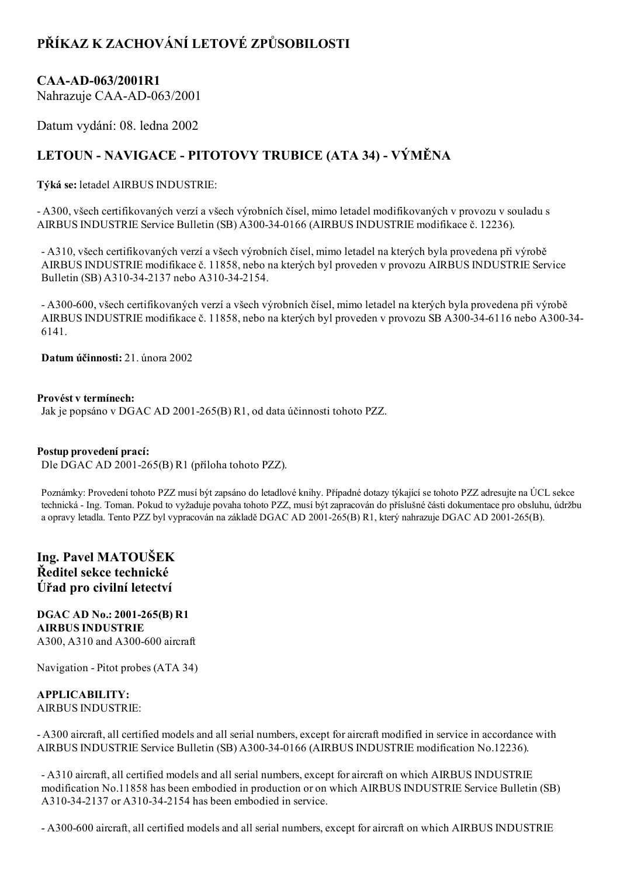# PŘÍKAZ K ZACHOVÁNÍ LETOVÉ ZPŮSOBILOSTI

## CAA-AD-063/2001R1

Nahrazuje CAA-AD-063/2001

Datum vydání: 08. ledna 2002

## LETOUN - NAVIGACE - PITOTOVY TRUBICE (ATA 34) - VÝMĚNA

**Týká se:** letadel AIRBUS INDUSTRIE:

- A300, všech certifikovaných verzí a všech výrobních čísel, mimo letadel modifikovaných v provozu v souladu s AIRBUS INDUSTRIE Service Bulletin (SB) A300-34-0166 (AIRBUS INDUSTRIE modifikace č. 12236).

- A310, všech certifikovaných verzí a všech výrobních čísel, mimo letadel na kterých byla provedena při výrobě AIRBUS INDUSTRIE modifikace č. 11858, nebo na kterých byl proveden v provozu AIRBUS INDUSTRIE Service Bulletin (SB) A310-34-2137 nebo A310-34-2154.

- A300-600, všech certifikovaných verzí a všech výrobních čísel, mimo letadel na kterých byla provedena při výrobě AIRBUS INDUSTRIE modifikace č. 11858, nebo na kterých byl proveden v provozu SB A300-34-6116 nebo A300-34-6141.

**Datum účinnosti:** 21. února 2002

**Provést v termínech:**
Jak je popsáno v DGAC AD 2001-265(B) R1, od data účinnosti tohoto PZZ.

**Postup provedení prací:**
Dle DGAC AD 2001-265(B) R1 (příloha tohoto PZZ).

Poznámky: Provedení tohoto PZZ musí být zapsáno do letadlové knihy. Případné dotazy týkající se tohoto PZZ adresujte na ÚCL sekce technická - Ing. Toman. Pokud to vyžaduje povaha tohoto PZZ, musí být zapracován do příslušné části dokumentace pro obsluhu, údržbu a opravy letadla. Tento PZZ byl vypracován na základě DGAC AD 2001-265(B) R1, který nahrazuje DGAC AD 2001-265(B).

### Ing. Pavel MATOUŠEK
### Ředitel sekce technické
### Úřad pro civilní letectví

**DGAC AD No.: 2001-265(B) R1**
**AIRBUS INDUSTRIE**
A300, A310 and A300-600 aircraft

Navigation - Pitot probes (ATA 34)

**APPLICABILITY:**
AIRBUS INDUSTRIE:

- A300 aircraft, all certified models and all serial numbers, except for aircraft modified in service in accordance with AIRBUS INDUSTRIE Service Bulletin (SB) A300-34-0166 (AIRBUS INDUSTRIE modification No.12236).

- A310 aircraft, all certified models and all serial numbers, except for aircraft on which AIRBUS INDUSTRIE modification No.11858 has been embodied in production or on which AIRBUS INDUSTRIE Service Bulletin (SB) A310-34-2137 or A310-34-2154 has been embodied in service.

- A300-600 aircraft, all certified models and all serial numbers, except for aircraft on which AIRBUS INDUSTRIE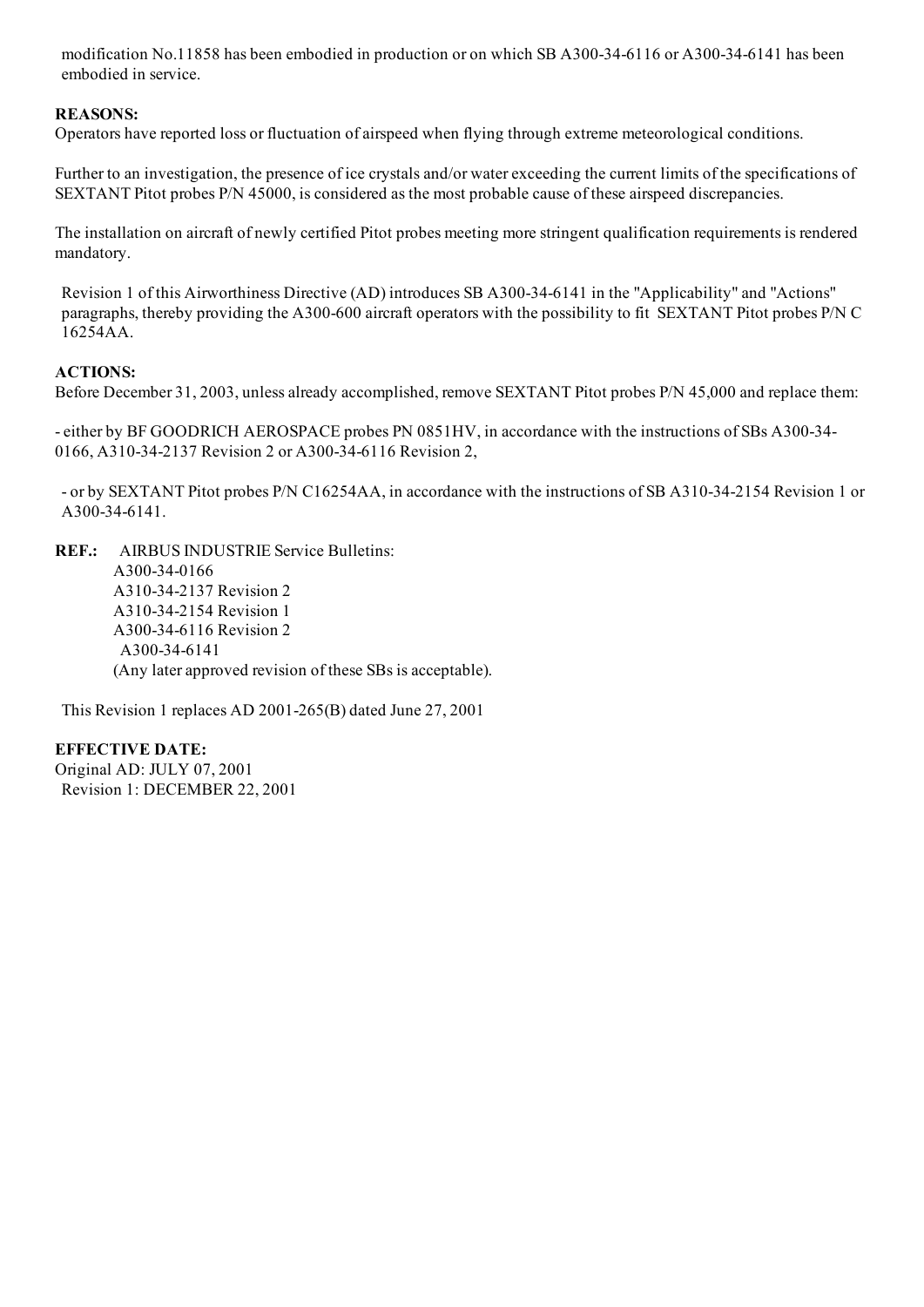modification No.11858 has been embodied in production or on which SB A300-34-6116 or A300-34-6141 has been embodied in service.

**REASONS:**
Operators have reported loss or fluctuation of airspeed when flying through extreme meteorological conditions.

Further to an investigation, the presence of ice crystals and/or water exceeding the current limits of the specifications of SEXTANT Pitot probes P/N 45000, is considered as the most probable cause of these airspeed discrepancies.

The installation on aircraft of newly certified Pitot probes meeting more stringent qualification requirements is rendered mandatory.

Revision 1 of this Airworthiness Directive (AD) introduces SB A300-34-6141 in the "Applicability" and "Actions" paragraphs, thereby providing the A300-600 aircraft operators with the possibility to fit SEXTANT Pitot probes P/N C 16254AA.

**ACTIONS:**
Before December 31, 2003, unless already accomplished, remove SEXTANT Pitot probes P/N 45,000 and replace them:

- either by BF GOODRICH AEROSPACE probes PN 0851HV, in accordance with the instructions of SBs A300-34-0166, A310-34-2137 Revision 2 or A300-34-6116 Revision 2,

- or by SEXTANT Pitot probes P/N C16254AA, in accordance with the instructions of SB A310-34-2154 Revision 1 or A300-34-6141.

**REF.:** AIRBUS INDUSTRIE Service Bulletins:
A300-34-0166
A310-34-2137 Revision 2
A310-34-2154 Revision 1
A300-34-6116 Revision 2
A300-34-6141
(Any later approved revision of these SBs is acceptable).

This Revision 1 replaces AD 2001-265(B) dated June 27, 2001

**EFFECTIVE DATE:**
Original AD: JULY 07, 2001
Revision 1: DECEMBER 22, 2001